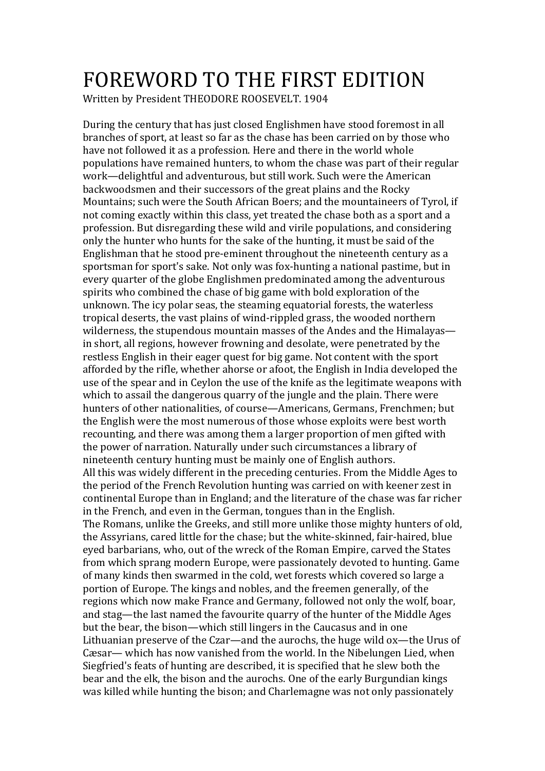# FOREWORD TO THE FIRST EDITION

Written by President THEODORE ROOSEVELT. 1904

During the century that has just closed Englishmen have stood foremost in all branches of sport, at least so far as the chase has been carried on by those who have not followed it as a profession. Here and there in the world whole populations have remained hunters, to whom the chase was part of their regular work—delightful and adventurous, but still work. Such were the American backwoodsmen and their successors of the great plains and the Rocky Mountains; such were the South African Boers; and the mountaineers of Tyrol, if not coming exactly within this class, yet treated the chase both as a sport and a profession. But disregarding these wild and virile populations, and considering only the hunter who hunts for the sake of the hunting, it must be said of the Englishman that he stood pre-eminent throughout the nineteenth century as a sportsman for sport's sake. Not only was fox-hunting a national pastime, but in every quarter of the globe Englishmen predominated among the adventurous spirits who combined the chase of big game with bold exploration of the unknown. The icy polar seas, the steaming equatorial forests, the waterless tropical deserts, the vast plains of wind-rippled grass, the wooded northern wilderness, the stupendous mountain masses of the Andes and the Himalayas—in short, all regions, however frowning and desolate, were penetrated by the restless English in their eager quest for big game. Not content with the sport afforded by the rifle, whether ahorse or afoot, the English in India developed the use of the spear and in Ceylon the use of the knife as the legitimate weapons with which to assail the dangerous quarry of the jungle and the plain. There were hunters of other nationalities, of course—Americans, Germans, Frenchmen; but the English were the most numerous of those whose exploits were best worth recounting, and there was among them a larger proportion of men gifted with the power of narration. Naturally under such circumstances a library of nineteenth century hunting must be mainly one of English authors.

All this was widely different in the preceding centuries. From the Middle Ages to the period of the French Revolution hunting was carried on with keener zest in continental Europe than in England; and the literature of the chase was far richer in the French, and even in the German, tongues than in the English.

The Romans, unlike the Greeks, and still more unlike those mighty hunters of old, the Assyrians, cared little for the chase; but the white-skinned, fair-haired, blue eyed barbarians, who, out of the wreck of the Roman Empire, carved the States from which sprang modern Europe, were passionately devoted to hunting. Game of many kinds then swarmed in the cold, wet forests which covered so large a portion of Europe. The kings and nobles, and the freemen generally, of the regions which now make France and Germany, followed not only the wolf, boar, and stag—the last named the favourite quarry of the hunter of the Middle Ages but the bear, the bison—which still lingers in the Caucasus and in one Lithuanian preserve of the Czar—and the aurochs, the huge wild ox—the Urus of Cæsar— which has now vanished from the world. In the Nibelungen Lied, when Siegfried's feats of hunting are described, it is specified that he slew both the bear and the elk, the bison and the aurochs. One of the early Burgundian kings was killed while hunting the bison; and Charlemagne was not only passionately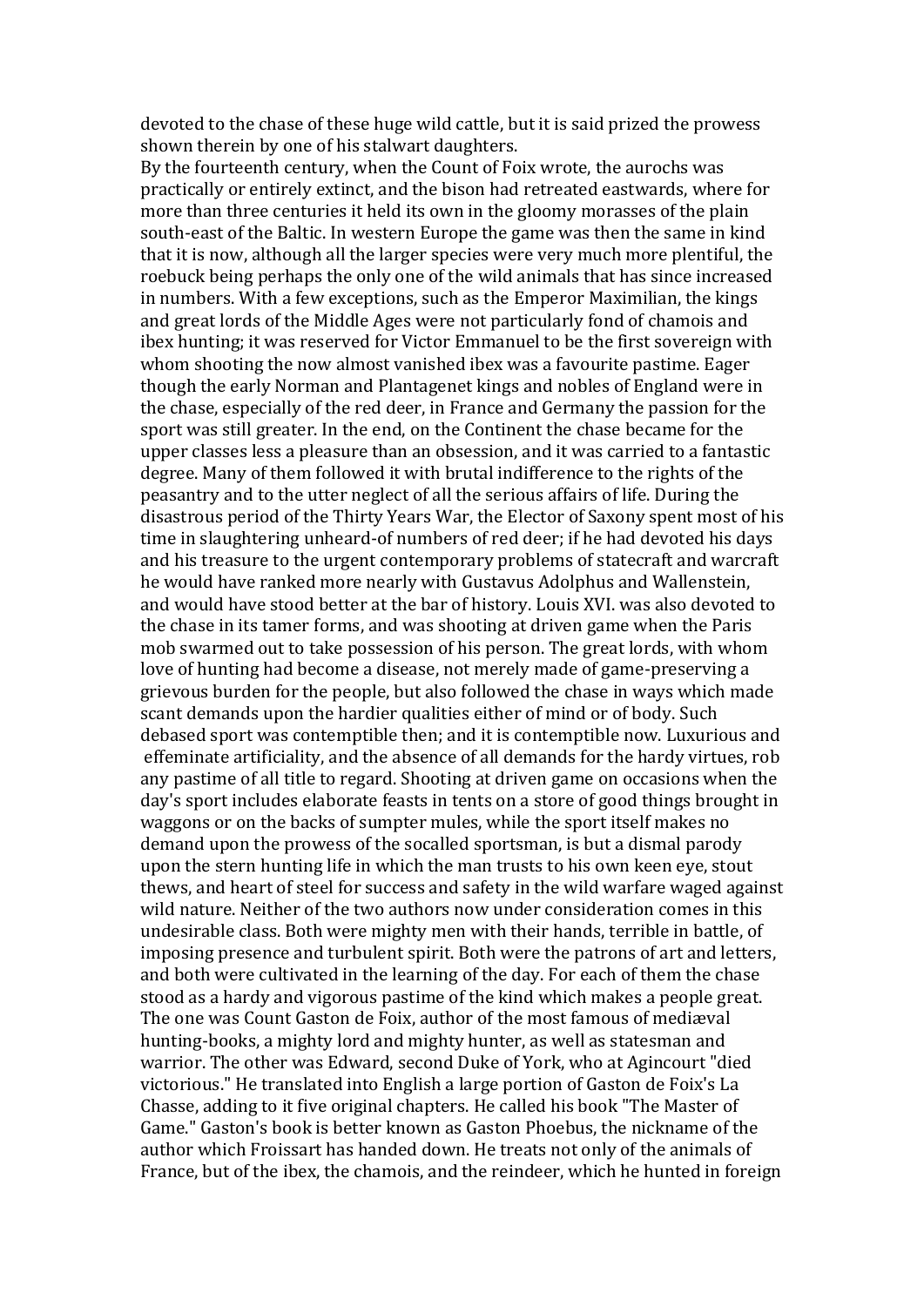devoted to the chase of these huge wild cattle, but it is said prized the prowess shown therein by one of his stalwart daughters.

By the fourteenth century, when the Count of Foix wrote, the aurochs was practically or entirely extinct, and the bison had retreated eastwards, where for more than three centuries it held its own in the gloomy morasses of the plain south-east of the Baltic. In western Europe the game was then the same in kind that it is now, although all the larger species were very much more plentiful, the roebuck being perhaps the only one of the wild animals that has since increased in numbers. With a few exceptions, such as the Emperor Maximilian, the kings and great lords of the Middle Ages were not particularly fond of chamois and ibex hunting; it was reserved for Victor Emmanuel to be the first sovereign with whom shooting the now almost vanished ibex was a favourite pastime. Eager though the early Norman and Plantagenet kings and nobles of England were in the chase, especially of the red deer, in France and Germany the passion for the sport was still greater. In the end, on the Continent the chase became for the upper classes less a pleasure than an obsession, and it was carried to a fantastic degree. Many of them followed it with brutal indifference to the rights of the peasantry and to the utter neglect of all the serious affairs of life. During the disastrous period of the Thirty Years War, the Elector of Saxony spent most of his time in slaughtering unheard-of numbers of red deer; if he had devoted his days and his treasure to the urgent contemporary problems of statecraft and warcraft he would have ranked more nearly with Gustavus Adolphus and Wallenstein, and would have stood better at the bar of history. Louis XVI. was also devoted to the chase in its tamer forms, and was shooting at driven game when the Paris mob swarmed out to take possession of his person. The great lords, with whom love of hunting had become a disease, not merely made of game-preserving a grievous burden for the people, but also followed the chase in ways which made scant demands upon the hardier qualities either of mind or of body. Such debased sport was contemptible then; and it is contemptible now. Luxurious and effeminate artificiality, and the absence of all demands for the hardy virtues, rob any pastime of all title to regard. Shooting at driven game on occasions when the day's sport includes elaborate feasts in tents on a store of good things brought in waggons or on the backs of sumpter mules, while the sport itself makes no demand upon the prowess of the socalled sportsman, is but a dismal parody upon the stern hunting life in which the man trusts to his own keen eye, stout thews, and heart of steel for success and safety in the wild warfare waged against wild nature. Neither of the two authors now under consideration comes in this undesirable class. Both were mighty men with their hands, terrible in battle, of imposing presence and turbulent spirit. Both were the patrons of art and letters, and both were cultivated in the learning of the day. For each of them the chase stood as a hardy and vigorous pastime of the kind which makes a people great. The one was Count Gaston de Foix, author of the most famous of mediæval hunting-books, a mighty lord and mighty hunter, as well as statesman and warrior. The other was Edward, second Duke of York, who at Agincourt "died victorious." He translated into English a large portion of Gaston de Foix's La Chasse, adding to it five original chapters. He called his book "The Master of Game." Gaston's book is better known as Gaston Phoebus, the nickname of the author which Froissart has handed down. He treats not only of the animals of France, but of the ibex, the chamois, and the reindeer, which he hunted in foreign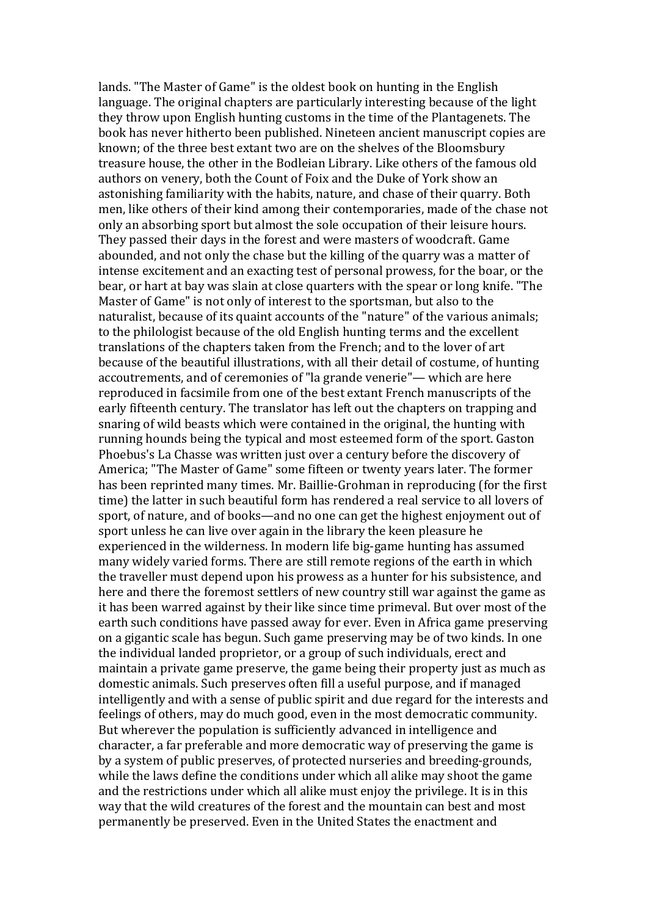lands. "The Master of Game" is the oldest book on hunting in the English language. The original chapters are particularly interesting because of the light they throw upon English hunting customs in the time of the Plantagenets. The book has never hitherto been published. Nineteen ancient manuscript copies are known; of the three best extant two are on the shelves of the Bloomsbury treasure house, the other in the Bodleian Library. Like others of the famous old authors on venery, both the Count of Foix and the Duke of York show an astonishing familiarity with the habits, nature, and chase of their quarry. Both men, like others of their kind among their contemporaries, made of the chase not only an absorbing sport but almost the sole occupation of their leisure hours. They passed their days in the forest and were masters of woodcraft. Game abounded, and not only the chase but the killing of the quarry was a matter of intense excitement and an exacting test of personal prowess, for the boar, or the bear, or hart at bay was slain at close quarters with the spear or long knife. "The Master of Game" is not only of interest to the sportsman, but also to the naturalist, because of its quaint accounts of the "nature" of the various animals; to the philologist because of the old English hunting terms and the excellent translations of the chapters taken from the French; and to the lover of art because of the beautiful illustrations, with all their detail of costume, of hunting accoutrements, and of ceremonies of "la grande venerie"— which are here reproduced in facsimile from one of the best extant French manuscripts of the early fifteenth century. The translator has left out the chapters on trapping and snaring of wild beasts which were contained in the original, the hunting with running hounds being the typical and most esteemed form of the sport. Gaston Phoebus's La Chasse was written just over a century before the discovery of America; "The Master of Game" some fifteen or twenty years later. The former has been reprinted many times. Mr. Baillie-Grohman in reproducing (for the first time) the latter in such beautiful form has rendered a real service to all lovers of sport, of nature, and of books—and no one can get the highest enjoyment out of sport unless he can live over again in the library the keen pleasure he experienced in the wilderness. In modern life big-game hunting has assumed many widely varied forms. There are still remote regions of the earth in which the traveller must depend upon his prowess as a hunter for his subsistence, and here and there the foremost settlers of new country still war against the game as it has been warred against by their like since time primeval. But over most of the earth such conditions have passed away for ever. Even in Africa game preserving on a gigantic scale has begun. Such game preserving may be of two kinds. In one the individual landed proprietor, or a group of such individuals, erect and maintain a private game preserve, the game being their property just as much as domestic animals. Such preserves often fill a useful purpose, and if managed intelligently and with a sense of public spirit and due regard for the interests and feelings of others, may do much good, even in the most democratic community. But wherever the population is sufficiently advanced in intelligence and character, a far preferable and more democratic way of preserving the game is by a system of public preserves, of protected nurseries and breeding-grounds, while the laws define the conditions under which all alike may shoot the game and the restrictions under which all alike must enjoy the privilege. It is in this way that the wild creatures of the forest and the mountain can best and most permanently be preserved. Even in the United States the enactment and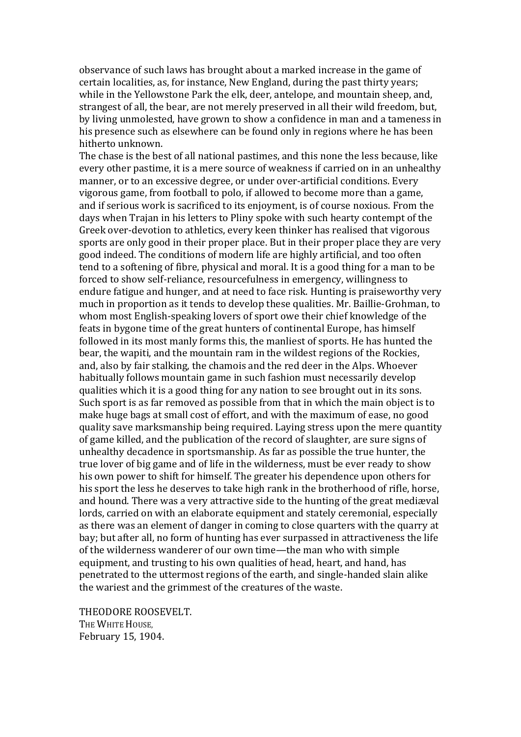observance of such laws has brought about a marked increase in the game of certain localities, as, for instance, New England, during the past thirty years; while in the Yellowstone Park the elk, deer, antelope, and mountain sheep, and, strangest of all, the bear, are not merely preserved in all their wild freedom, but, by living unmolested, have grown to show a confidence in man and a tameness in his presence such as elsewhere can be found only in regions where he has been hitherto unknown.

The chase is the best of all national pastimes, and this none the less because, like every other pastime, it is a mere source of weakness if carried on in an unhealthy manner, or to an excessive degree, or under over-artificial conditions. Every vigorous game, from football to polo, if allowed to become more than a game, and if serious work is sacrificed to its enjoyment, is of course noxious. From the days when Trajan in his letters to Pliny spoke with such hearty contempt of the Greek over-devotion to athletics, every keen thinker has realised that vigorous sports are only good in their proper place. But in their proper place they are very good indeed. The conditions of modern life are highly artificial, and too often tend to a softening of fibre, physical and moral. It is a good thing for a man to be forced to show self-reliance, resourcefulness in emergency, willingness to endure fatigue and hunger, and at need to face risk. Hunting is praiseworthy very much in proportion as it tends to develop these qualities. Mr. Baillie-Grohman, to whom most English-speaking lovers of sport owe their chief knowledge of the feats in bygone time of the great hunters of continental Europe, has himself followed in its most manly forms this, the manliest of sports. He has hunted the bear, the wapiti, and the mountain ram in the wildest regions of the Rockies, and, also by fair stalking, the chamois and the red deer in the Alps. Whoever habitually follows mountain game in such fashion must necessarily develop qualities which it is a good thing for any nation to see brought out in its sons. Such sport is as far removed as possible from that in which the main object is to make huge bags at small cost of effort, and with the maximum of ease, no good quality save marksmanship being required. Laying stress upon the mere quantity of game killed, and the publication of the record of slaughter, are sure signs of unhealthy decadence in sportsmanship. As far as possible the true hunter, the true lover of big game and of life in the wilderness, must be ever ready to show his own power to shift for himself. The greater his dependence upon others for his sport the less he deserves to take high rank in the brotherhood of rifle, horse, and hound. There was a very attractive side to the hunting of the great mediæval lords, carried on with an elaborate equipment and stately ceremonial, especially as there was an element of danger in coming to close quarters with the quarry at bay; but after all, no form of hunting has ever surpassed in attractiveness the life of the wilderness wanderer of our own time—the man who with simple equipment, and trusting to his own qualities of head, heart, and hand, has penetrated to the uttermost regions of the earth, and single-handed slain alike the wariest and the grimmest of the creatures of the waste.

THEODORE ROOSEVELT.  
THE WHITE HOUSE,  
February 15, 1904.